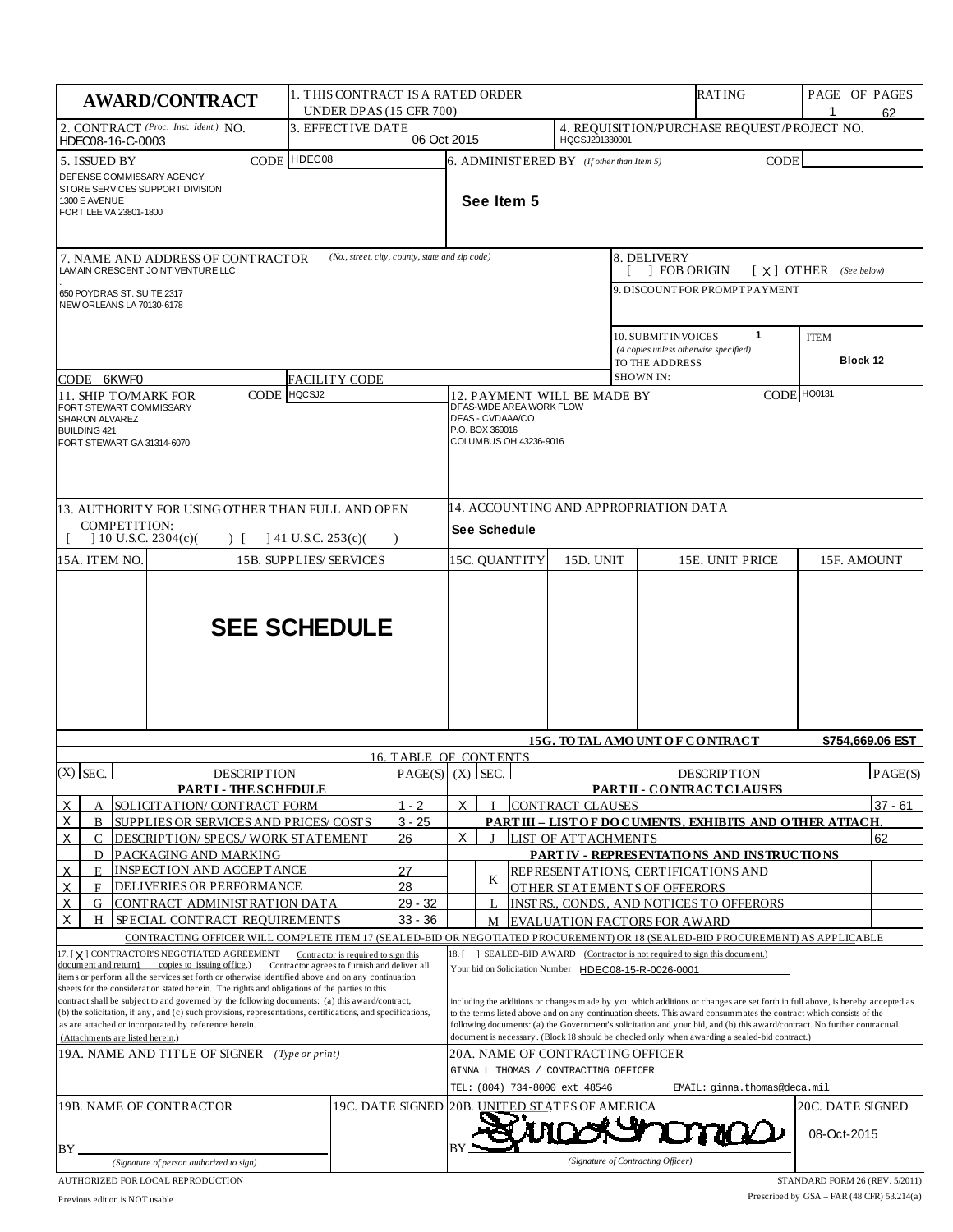# AWARD/CONTRACT

| | |
|---|---|
| 1. THIS CONTRACT IS A RATED ORDER UNDER DPAS (15 CFR 700) | RATING |
| PAGE OF PAGES | 1 / 62 |
| 2. CONTRACT *(Proc. Inst. Ident.)* NO. | HDEC08-16-C-0003 |
| 3. EFFECTIVE DATE | 06 Oct 2015 |
| 4. REQUISITION/PURCHASE REQUEST/PROJECT NO. | HQCSJ201330001 |
| 5. ISSUED BY CODE | HDEC08 |
| | DEFENSE COMMISSARY AGENCY<br>STORE SERVICES SUPPORT DIVISION<br>1300 E AVENUE<br>FORT LEE VA 23801-1800 |
| 6. ADMINISTERED BY *(If other than Item 5)* CODE | See Item 5 |
| 7. NAME AND ADDRESS OF CONTRACTOR *(No., street, city, county, state and zip code)* | LAMAIN CRESCENT JOINT VENTURE LLC<br>.<br>650 POYDRAS ST. SUITE 2317<br>NEW ORLEANS LA 70130-6178 |
| CODE | 6KWP0 |
| FACILITY CODE | |
| 8. DELIVERY | [ ] FOB ORIGIN [ X ] OTHER *(See below)* |
| 9. DISCOUNT FOR PROMPT PAYMENT | |
| 10. SUBMIT INVOICES *(4 copies unless otherwise specified)* TO THE ADDRESS SHOWN IN: | 1 — ITEM Block 12 |
| 11. SHIP TO/MARK FOR CODE | HQCSJ2 |
| | FORT STEWART COMMISSARY<br>SHARON ALVAREZ<br>BUILDING 421<br>FORT STEWART GA 31314-6070 |
| 12. PAYMENT WILL BE MADE BY CODE | HQ0131 |
| | DFAS-WIDE AREA WORK FLOW<br>DFAS - CVDAAA/CO<br>P.O. BOX 369016<br>COLUMBUS OH 43236-9016 |
| 13. AUTHORITY FOR USING OTHER THAN FULL AND OPEN COMPETITION: | [ ] 10 U.S.C. 2304(c)( ) [ ] 41 U.S.C. 253(c)( ) |
| 14. ACCOUNTING AND APPROPRIATION DATA | See Schedule |

| 15A. ITEM NO. | 15B. SUPPLIES/ SERVICES | 15C. QUANTITY | 15D. UNIT | 15E. UNIT PRICE | 15F. AMOUNT |
|---|---|---|---|---|---|
| | **SEE SCHEDULE** | | | | |
| | | | | **15G. TOTAL AMOUNT OF CONTRACT** | **$754,669.06 EST** |

## 16. TABLE OF CONTENTS

| (X) | SEC. | DESCRIPTION | PAGE(S) | (X) | SEC. | DESCRIPTION | PAGE(S) |
|---|---|---|---|---|---|---|---|
| | | **PART I - THE SCHEDULE** | | | | **PART II - CONTRACT CLAUSES** | |
| X | A | SOLICITATION/ CONTRACT FORM | 1 - 2 | X | I | CONTRACT CLAUSES | 37 - 61 |
| X | B | SUPPLIES OR SERVICES AND PRICES/ COSTS | 3 - 25 | | | **PART III – LIST OF DOCUMENTS, EXHIBITS AND OTHER ATTACH.** | |
| X | C | DESCRIPTION/ SPECS./ WORK STATEMENT | 26 | X | J | LIST OF ATTACHMENTS | 62 |
| | D | PACKAGING AND MARKING | | | | **PART IV - REPRESENTATIONS AND INSTRUCTIONS** | |
| X | E | INSPECTION AND ACCEPTANCE | 27 | | K | REPRESENTATIONS, CERTIFICATIONS AND OTHER STATEMENTS OF OFFERORS | |
| X | F | DELIVERIES OR PERFORMANCE | 28 | | | | |
| X | G | CONTRACT ADMINISTRATION DATA | 29 - 32 | | L | INSTRS., CONDS., AND NOTICES TO OFFERORS | |
| X | H | SPECIAL CONTRACT REQUIREMENTS | 33 - 36 | | M | EVALUATION FACTORS FOR AWARD | |

CONTRACTING OFFICER WILL COMPLETE ITEM 17 (SEALED-BID OR NEGOTIATED PROCUREMENT) OR 18 (SEALED-BID PROCUREMENT) AS APPLICABLE

17. [ X ] CONTRACTOR'S NEGOTIATED AGREEMENT Contractor is required to sign this document and return 1 copies to issuing office.) Contractor agrees to furnish and deliver all items or perform all the services set forth or otherwise identified above and on any continuation sheets for the consideration stated herein. The rights and obligations of the parties to this contract shall be subject to and governed by the following documents: (a) this award/contract, (b) the solicitation, if any, and (c) such provisions, representations, certifications, and specifications, as are attached or incorporated by reference herein. (Attachments are listed herein.)

18. [ ] SEALED-BID AWARD (Contractor is not required to sign this document.) Your bid on Solicitation Number HDEC08-15-R-0026-0001 including the additions or changes made by you which additions or changes are set forth in full above, is hereby accepted as to the terms listed above and on any continuation sheets. This award consummates the contract which consists of the following documents: (a) the Government's solicitation and your bid, and (b) this award/contract. No further contractual document is necessary. (Block 18 should be checked only when awarding a sealed-bid contract.)

| | |
|---|---|
| 19A. NAME AND TITLE OF SIGNER *(Type or print)* | |
| 20A. NAME OF CONTRACTING OFFICER | GINNA L THOMAS / CONTRACTING OFFICER<br>TEL: (804) 734-8000 ext 48546 EMAIL: ginna.thomas@deca.mil |
| 19B. NAME OF CONTRACTOR | BY ______ *(Signature of person authorized to sign)* |
| 19C. DATE SIGNED | |
| 20B. UNITED STATES OF AMERICA | BY [signature] *(Signature of Contracting Officer)* |
| 20C. DATE SIGNED | 08-Oct-2015 |

AUTHORIZED FOR LOCAL REPRODUCTION
Previous edition is NOT usable

STANDARD FORM 26 (REV. 5/2011)
Prescribed by GSA – FAR (48 CFR) 53.214(a)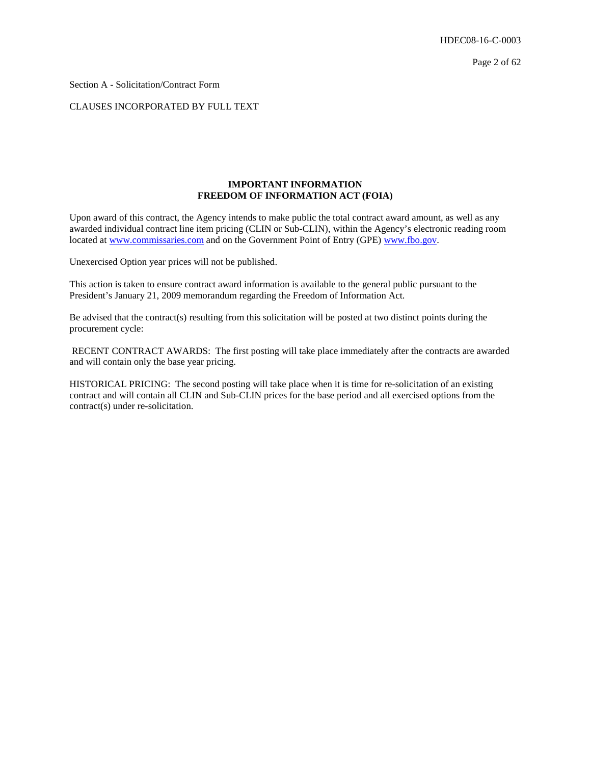Section A - Solicitation/Contract Form

CLAUSES INCORPORATED BY FULL TEXT

**IMPORTANT INFORMATION**
**FREEDOM OF INFORMATION ACT (FOIA)**

Upon award of this contract, the Agency intends to make public the total contract award amount, as well as any awarded individual contract line item pricing (CLIN or Sub-CLIN), within the Agency's electronic reading room located at [www.commissaries.com](http://www.commissaries.com) and on the Government Point of Entry (GPE) [www.fbo.gov](http://www.fbo.gov).

Unexercised Option year prices will not be published.

This action is taken to ensure contract award information is available to the general public pursuant to the President's January 21, 2009 memorandum regarding the Freedom of Information Act.

Be advised that the contract(s) resulting from this solicitation will be posted at two distinct points during the procurement cycle:

RECENT CONTRACT AWARDS: The first posting will take place immediately after the contracts are awarded and will contain only the base year pricing.

HISTORICAL PRICING: The second posting will take place when it is time for re-solicitation of an existing contract and will contain all CLIN and Sub-CLIN prices for the base period and all exercised options from the contract(s) under re-solicitation.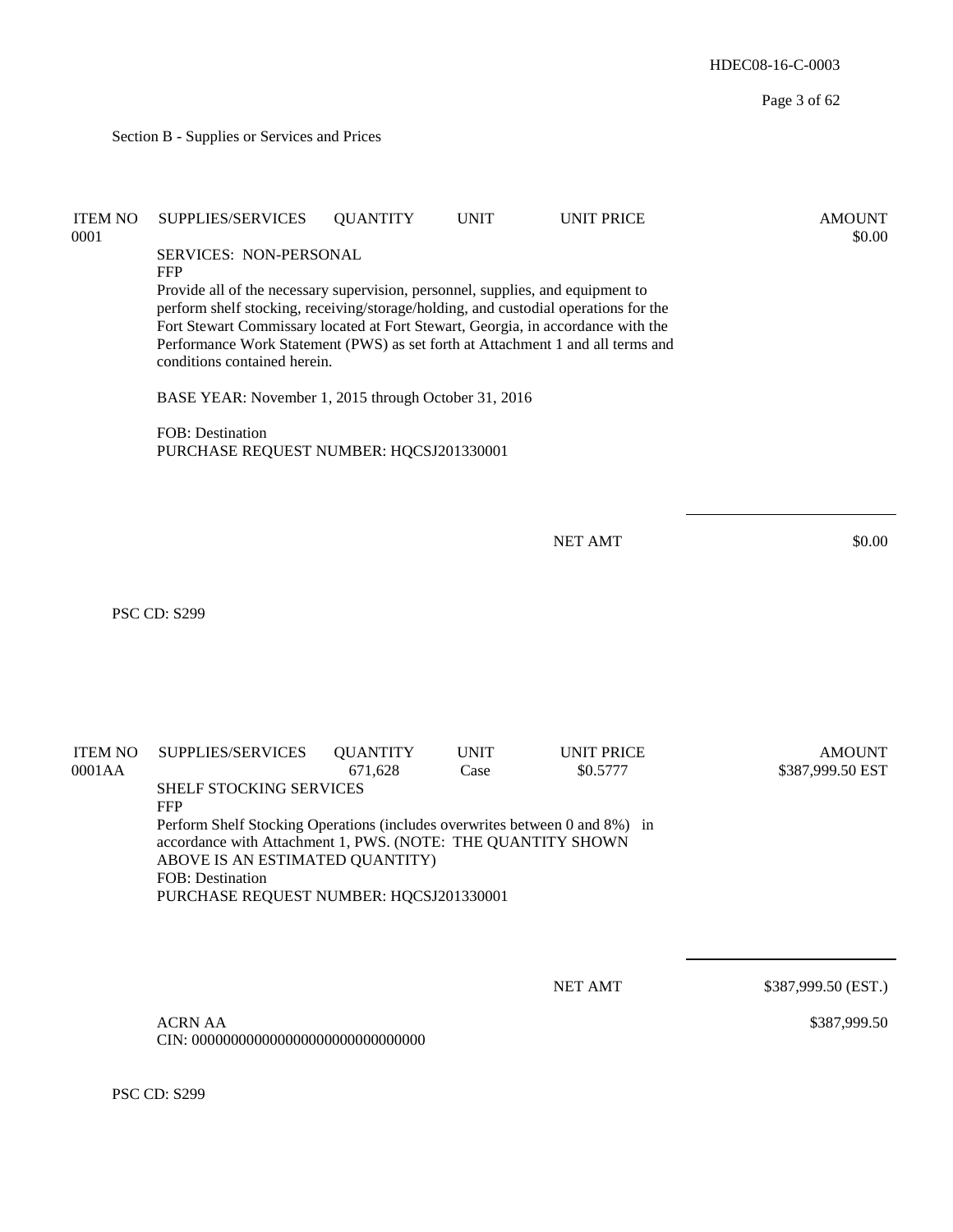Section B - Supplies or Services and Prices

| ITEM NO | SUPPLIES/SERVICES | QUANTITY | UNIT | UNIT PRICE | AMOUNT |
|---|---|---|---|---|---|
| 0001 | | | | | $0.00 |

SERVICES: NON-PERSONAL
FFP
Provide all of the necessary supervision, personnel, supplies, and equipment to perform shelf stocking, receiving/storage/holding, and custodial operations for the Fort Stewart Commissary located at Fort Stewart, Georgia, in accordance with the Performance Work Statement (PWS) as set forth at Attachment 1 and all terms and conditions contained herein.

BASE YEAR: November 1, 2015 through October 31, 2016

FOB: Destination
PURCHASE REQUEST NUMBER: HQCSJ201330001

NET AMT $0.00

PSC CD: S299

| ITEM NO | SUPPLIES/SERVICES | QUANTITY | UNIT | UNIT PRICE | AMOUNT |
|---|---|---|---|---|---|
| 0001AA | | 671,628 | Case | $0.5777 | $387,999.50 EST |

SHELF STOCKING SERVICES
FFP
Perform Shelf Stocking Operations (includes overwrites between 0 and 8%) in accordance with Attachment 1, PWS. (NOTE: THE QUANTITY SHOWN ABOVE IS AN ESTIMATED QUANTITY)
FOB: Destination
PURCHASE REQUEST NUMBER: HQCSJ201330001

NET AMT $387,999.50 (EST.)

ACRN AA $387,999.50
CIN: 000000000000000000000000000000

PSC CD: S299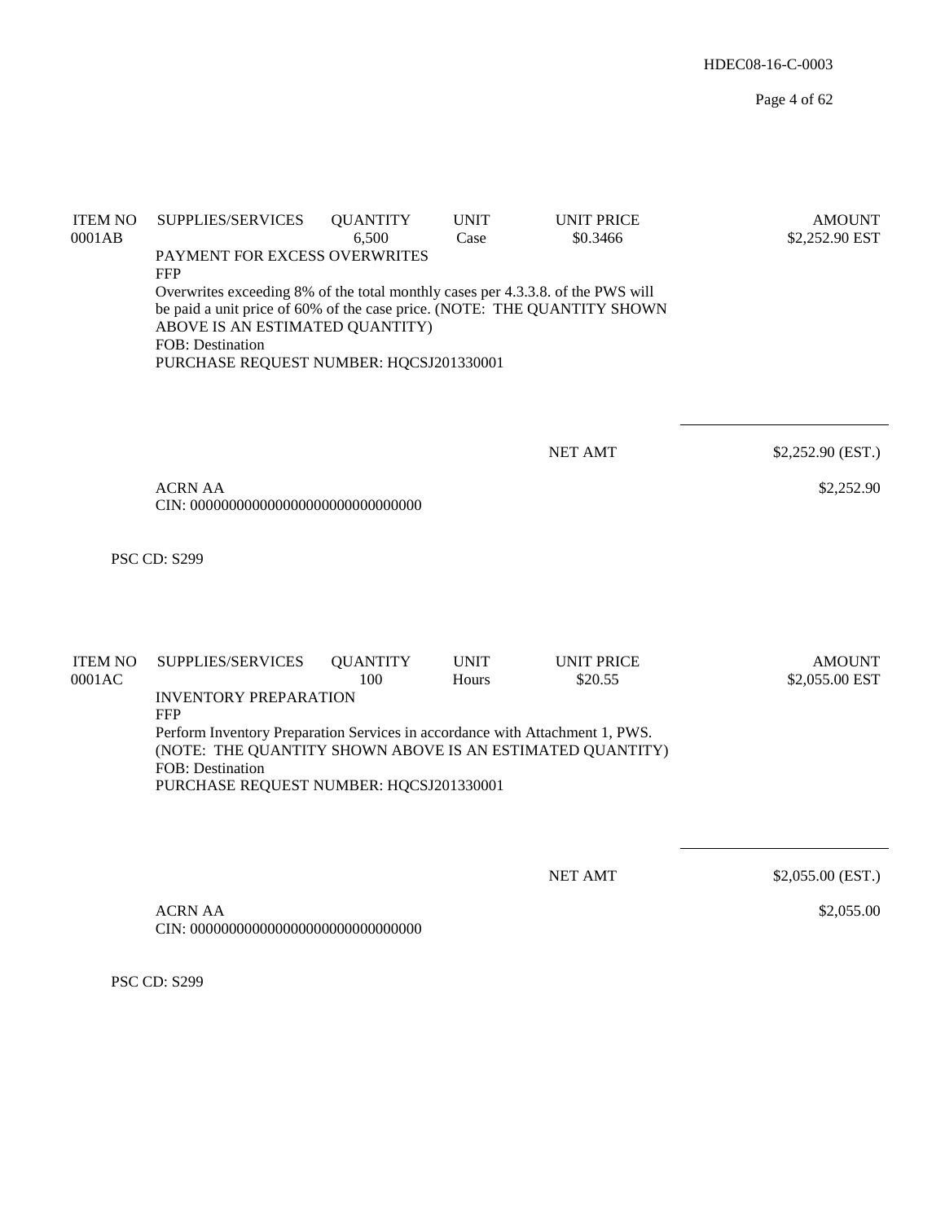| ITEM NO | SUPPLIES/SERVICES | QUANTITY | UNIT | UNIT PRICE | AMOUNT |
|---|---|---|---|---|---|
| 0001AB | | 6,500 | Case | $0.3466 | $2,252.90 EST |

PAYMENT FOR EXCESS OVERWRITES
FFP
Overwrites exceeding 8% of the total monthly cases per 4.3.3.8. of the PWS will be paid a unit price of 60% of the case price. (NOTE: THE QUANTITY SHOWN ABOVE IS AN ESTIMATED QUANTITY)
FOB: Destination
PURCHASE REQUEST NUMBER: HQCSJ201330001

NET AMT $2,252.90 (EST.)

ACRN AA $2,252.90
CIN: 000000000000000000000000000000

PSC CD: S299

| ITEM NO | SUPPLIES/SERVICES | QUANTITY | UNIT | UNIT PRICE | AMOUNT |
|---|---|---|---|---|---|
| 0001AC | | 100 | Hours | $20.55 | $2,055.00 EST |

INVENTORY PREPARATION
FFP
Perform Inventory Preparation Services in accordance with Attachment 1, PWS. (NOTE: THE QUANTITY SHOWN ABOVE IS AN ESTIMATED QUANTITY)
FOB: Destination
PURCHASE REQUEST NUMBER: HQCSJ201330001

NET AMT $2,055.00 (EST.)

ACRN AA $2,055.00
CIN: 000000000000000000000000000000

PSC CD: S299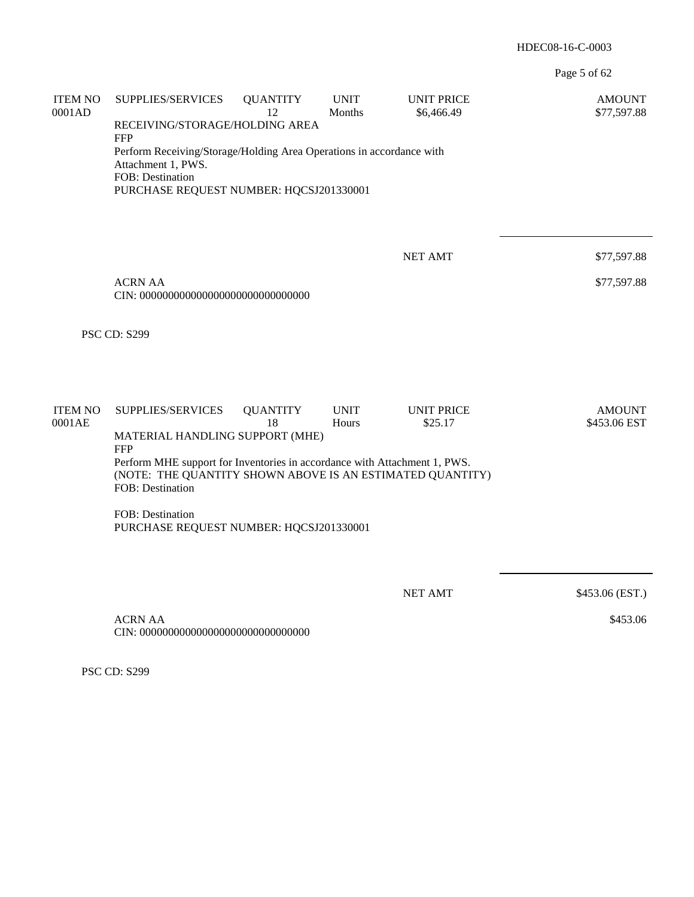| ITEM NO | SUPPLIES/SERVICES | QUANTITY | UNIT | UNIT PRICE | AMOUNT |
|---|---|---|---|---|---|
| 0001AD | | 12 | Months | $6,466.49 | $77,597.88 |

RECEIVING/STORAGE/HOLDING AREA
FFP
Perform Receiving/Storage/Holding Area Operations in accordance with Attachment 1, PWS.
FOB: Destination
PURCHASE REQUEST NUMBER: HQCSJ201330001

NET AMT $77,597.88

ACRN AA $77,597.88
CIN: 000000000000000000000000000000

PSC CD: S299

| ITEM NO | SUPPLIES/SERVICES | QUANTITY | UNIT | UNIT PRICE | AMOUNT |
|---|---|---|---|---|---|
| 0001AE | | 18 | Hours | $25.17 | $453.06 EST |

MATERIAL HANDLING SUPPORT (MHE)
FFP
Perform MHE support for Inventories in accordance with Attachment 1, PWS.
(NOTE: THE QUANTITY SHOWN ABOVE IS AN ESTIMATED QUANTITY)
FOB: Destination

FOB: Destination
PURCHASE REQUEST NUMBER: HQCSJ201330001

NET AMT $453.06 (EST.)

ACRN AA $453.06
CIN: 000000000000000000000000000000

PSC CD: S299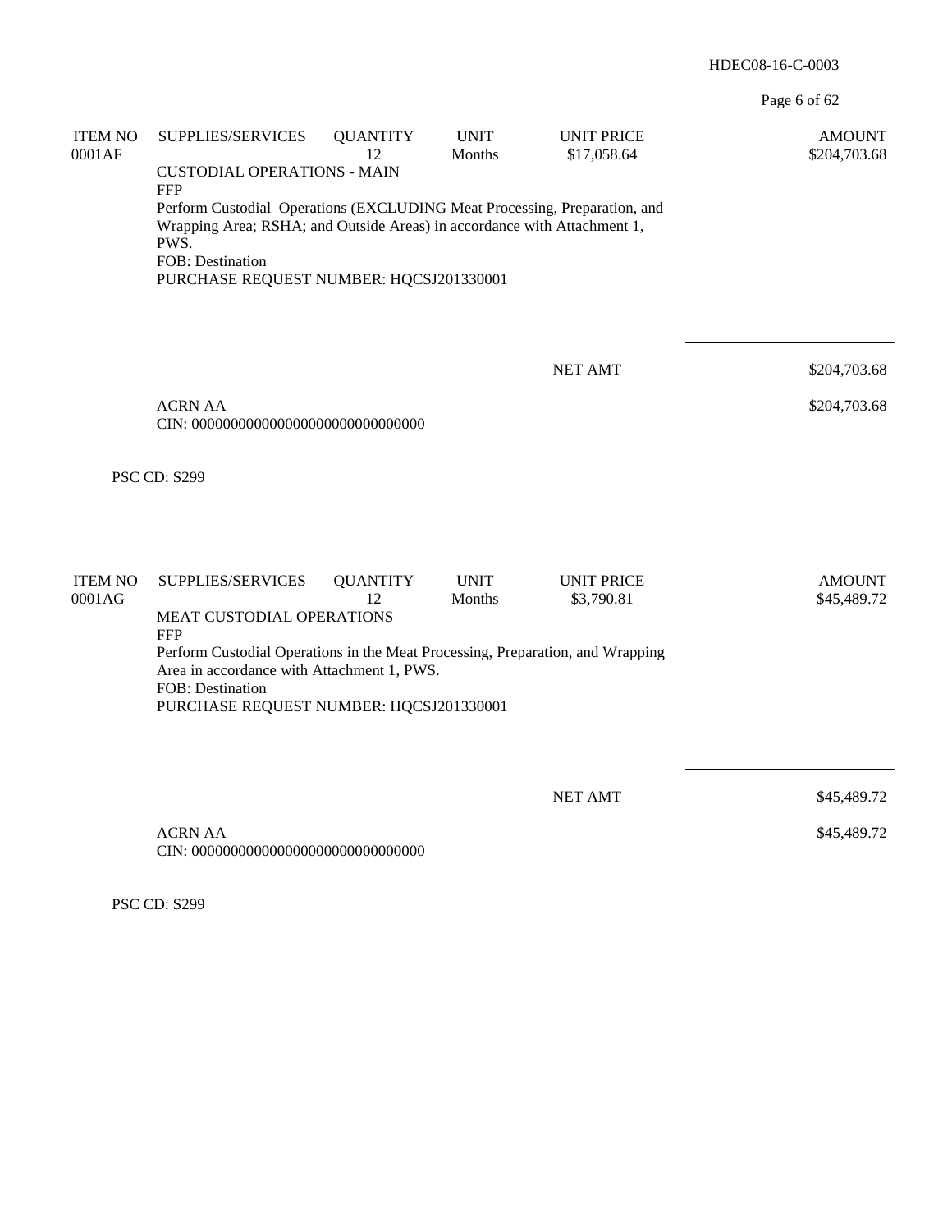| ITEM NO | SUPPLIES/SERVICES | QUANTITY | UNIT | UNIT PRICE | AMOUNT |
|---|---|---|---|---|---|
| 0001AF | | 12 | Months | $17,058.64 | $204,703.68 |

CUSTODIAL OPERATIONS - MAIN
FFP
Perform Custodial Operations (EXCLUDING Meat Processing, Preparation, and Wrapping Area; RSHA; and Outside Areas) in accordance with Attachment 1, PWS.
FOB: Destination
PURCHASE REQUEST NUMBER: HQCSJ201330001

NET AMT $204,703.68

ACRN AA $204,703.68
CIN: 000000000000000000000000000000

PSC CD: S299

| ITEM NO | SUPPLIES/SERVICES | QUANTITY | UNIT | UNIT PRICE | AMOUNT |
|---|---|---|---|---|---|
| 0001AG | | 12 | Months | $3,790.81 | $45,489.72 |

MEAT CUSTODIAL OPERATIONS
FFP
Perform Custodial Operations in the Meat Processing, Preparation, and Wrapping Area in accordance with Attachment 1, PWS.
FOB: Destination
PURCHASE REQUEST NUMBER: HQCSJ201330001

NET AMT $45,489.72

ACRN AA $45,489.72
CIN: 000000000000000000000000000000

PSC CD: S299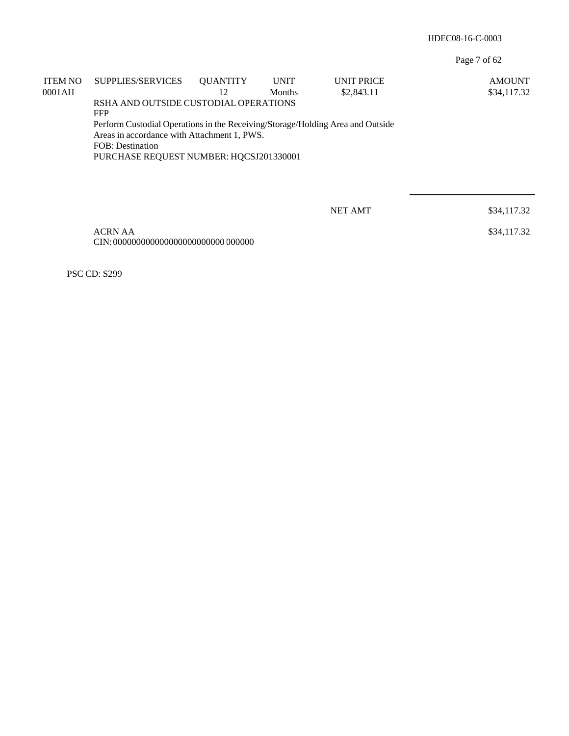| ITEM NO | SUPPLIES/SERVICES | QUANTITY | UNIT | UNIT PRICE | AMOUNT |
|---|---|---|---|---|---|
| 0001AH | | 12 | Months | $2,843.11 | $34,117.32 |

RSHA AND OUTSIDE CUSTODIAL OPERATIONS
FFP
Perform Custodial Operations in the Receiving/Storage/Holding Area and Outside Areas in accordance with Attachment 1, PWS.
FOB: Destination
PURCHASE REQUEST NUMBER: HQCSJ201330001

| | |
|---|---|
| NET AMT | $34,117.32 |

ACRN AA $34,117.32
CIN: 000000000000000000000000000000

PSC CD: S299